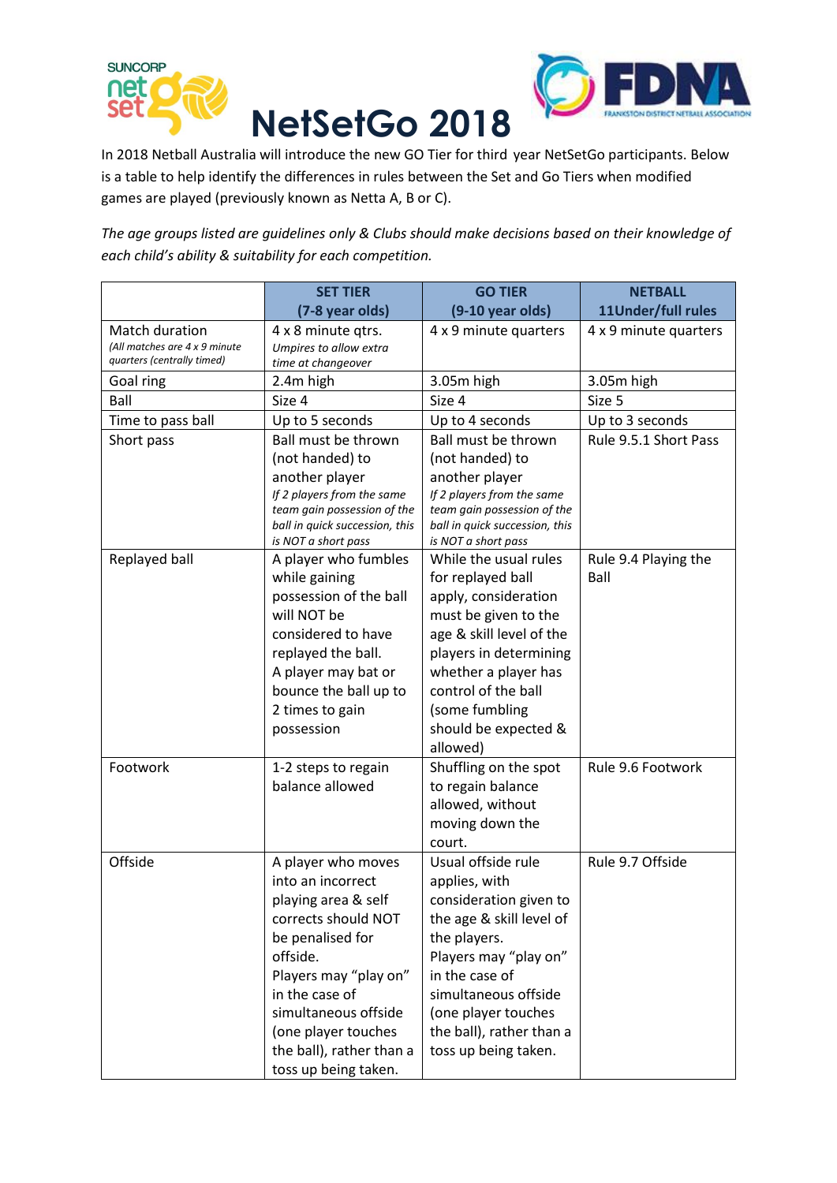# NetSetGo 2018

In 2018 Netball Australia will introduce the new GO Tier for third year NetSetGo participants. Below is a table to help identify the differences in rules between the Set and Go Tiers when modified games are played (previously known as Netta A, B or C).

*The age groups listed are guidelines only & Clubs should make decisions based on their knowledge of each child's ability & suitability for each competition.*

| | SET TIER (7-8 year olds) | GO TIER (9-10 year olds) | NETBALL 11Under/full rules |
|---|---|---|---|
| Match duration *(All matches are 4 x 9 minute quarters (centrally timed)* | 4 x 8 minute qtrs. *Umpires to allow extra time at changeover* | 4 x 9 minute quarters | 4 x 9 minute quarters |
| Goal ring | 2.4m high | 3.05m high | 3.05m high |
| Ball | Size 4 | Size 4 | Size 5 |
| Time to pass ball | Up to 5 seconds | Up to 4 seconds | Up to 3 seconds |
| Short pass | Ball must be thrown (not handed) to another player *If 2 players from the same team gain possession of the ball in quick succession, this is NOT a short pass* | Ball must be thrown (not handed) to another player *If 2 players from the same team gain possession of the ball in quick succession, this is NOT a short pass* | Rule 9.5.1 Short Pass |
| Replayed ball | A player who fumbles while gaining possession of the ball will NOT be considered to have replayed the ball. A player may bat or bounce the ball up to 2 times to gain possession | While the usual rules for replayed ball apply, consideration must be given to the age & skill level of the players in determining whether a player has control of the ball (some fumbling should be expected & allowed) | Rule 9.4 Playing the Ball |
| Footwork | 1-2 steps to regain balance allowed | Shuffling on the spot to regain balance allowed, without moving down the court. | Rule 9.6 Footwork |
| Offside | A player who moves into an incorrect playing area & self corrects should NOT be penalised for offside. Players may "play on" in the case of simultaneous offside (one player touches the ball), rather than a toss up being taken. | Usual offside rule applies, with consideration given to the age & skill level of the players. Players may "play on" in the case of simultaneous offside (one player touches the ball), rather than a toss up being taken. | Rule 9.7 Offside |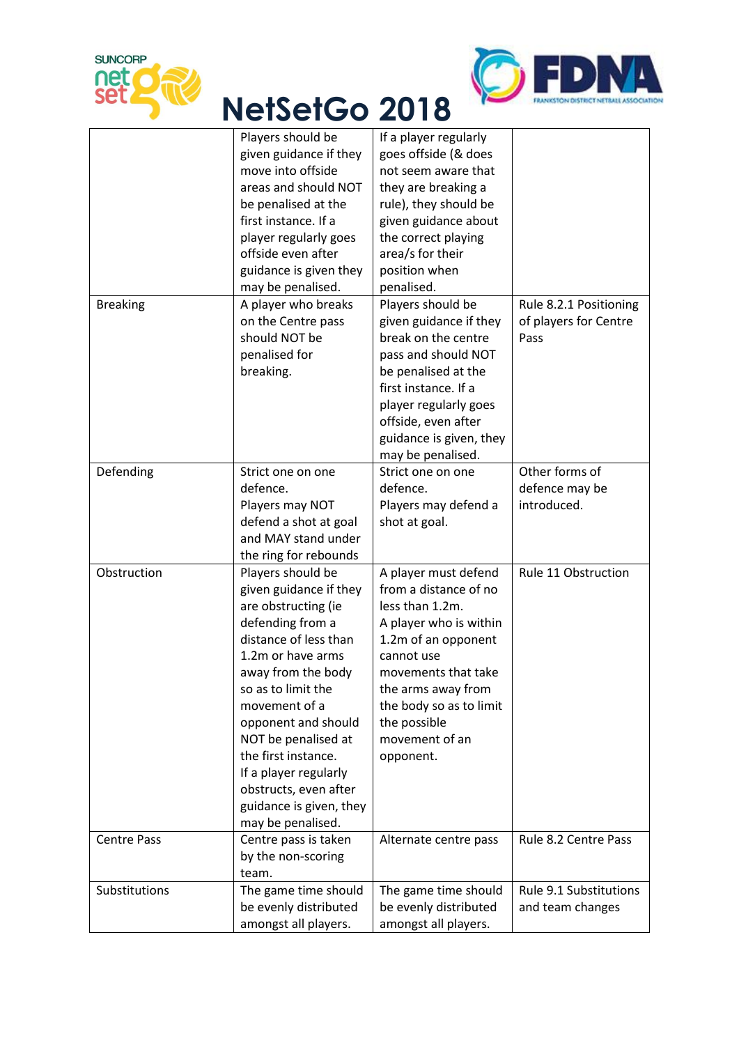# NetSetGo 2018

| | | | |
|---|---|---|---|
| | Players should be given guidance if they move into offside areas and should NOT be penalised at the first instance. If a player regularly goes offside even after guidance is given they may be penalised. | If a player regularly goes offside (& does not seem aware that they are breaking a rule), they should be given guidance about the correct playing area/s for their position when penalised. | |
| Breaking | A player who breaks on the Centre pass should NOT be penalised for breaking. | Players should be given guidance if they break on the centre pass and should NOT be penalised at the first instance. If a player regularly goes offside, even after guidance is given, they may be penalised. | Rule 8.2.1 Positioning of players for Centre Pass |
| Defending | Strict one on one defence.<br>Players may NOT defend a shot at goal and MAY stand under the ring for rebounds | Strict one on one defence.<br>Players may defend a shot at goal. | Other forms of defence may be introduced. |
| Obstruction | Players should be given guidance if they are obstructing (ie defending from a distance of less than 1.2m or have arms away from the body so as to limit the movement of a opponent and should NOT be penalised at the first instance.<br>If a player regularly obstructs, even after guidance is given, they may be penalised. | A player must defend from a distance of no less than 1.2m.<br>A player who is within 1.2m of an opponent cannot use movements that take the arms away from the body so as to limit the possible movement of an opponent. | Rule 11 Obstruction |
| Centre Pass | Centre pass is taken by the non-scoring team. | Alternate centre pass | Rule 8.2 Centre Pass |
| Substitutions | The game time should be evenly distributed amongst all players. | The game time should be evenly distributed amongst all players. | Rule 9.1 Substitutions and team changes |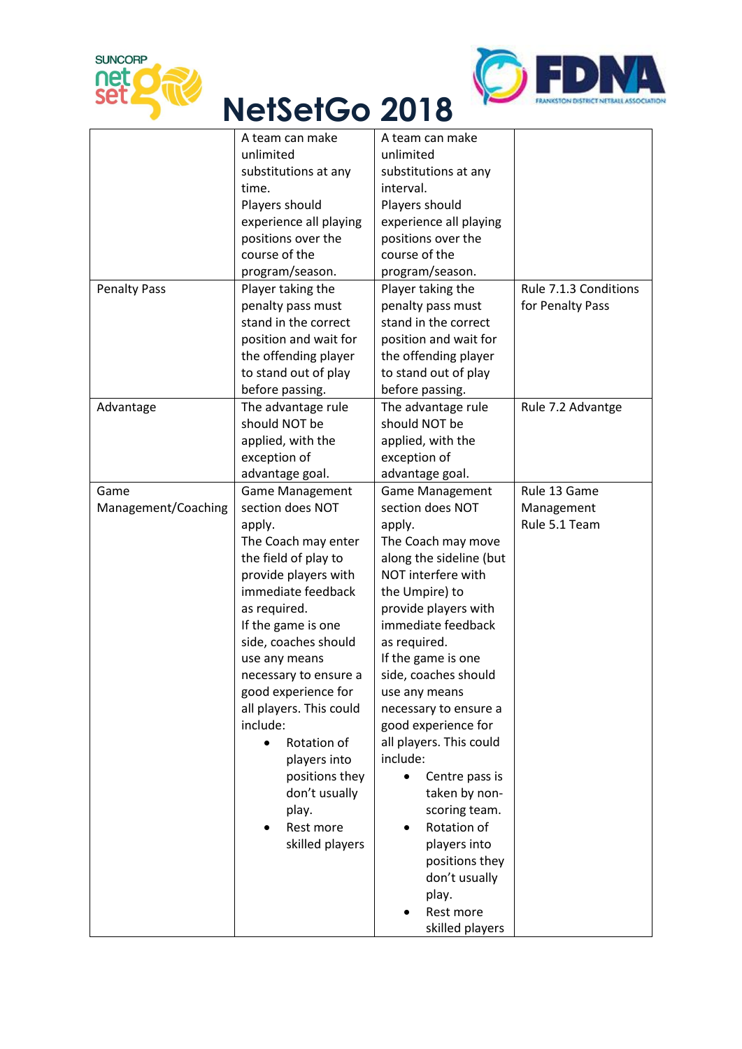# NetSetGo 2018

| | | | |
|---|---|---|---|
| | A team can make unlimited substitutions at any time.<br>Players should experience all playing positions over the course of the program/season. | A team can make unlimited substitutions at any interval.<br>Players should experience all playing positions over the course of the program/season. | |
| Penalty Pass | Player taking the penalty pass must stand in the correct position and wait for the offending player to stand out of play before passing. | Player taking the penalty pass must stand in the correct position and wait for the offending player to stand out of play before passing. | Rule 7.1.3 Conditions for Penalty Pass |
| Advantage | The advantage rule should NOT be applied, with the exception of advantage goal. | The advantage rule should NOT be applied, with the exception of advantage goal. | Rule 7.2 Advantge |
| Game Management/Coaching | Game Management section does NOT apply.<br>The Coach may enter the field of play to provide players with immediate feedback as required.<br>If the game is one side, coaches should use any means necessary to ensure a good experience for all players. This could include:<br>• Rotation of players into positions they don't usually play.<br>• Rest more skilled players | Game Management section does NOT apply.<br>The Coach may move along the sideline (but NOT interfere with the Umpire) to provide players with immediate feedback as required.<br>If the game is one side, coaches should use any means necessary to ensure a good experience for all players. This could include:<br>• Centre pass is taken by non-scoring team.<br>• Rotation of players into positions they don't usually play.<br>• Rest more skilled players | Rule 13 Game Management<br>Rule 5.1 Team |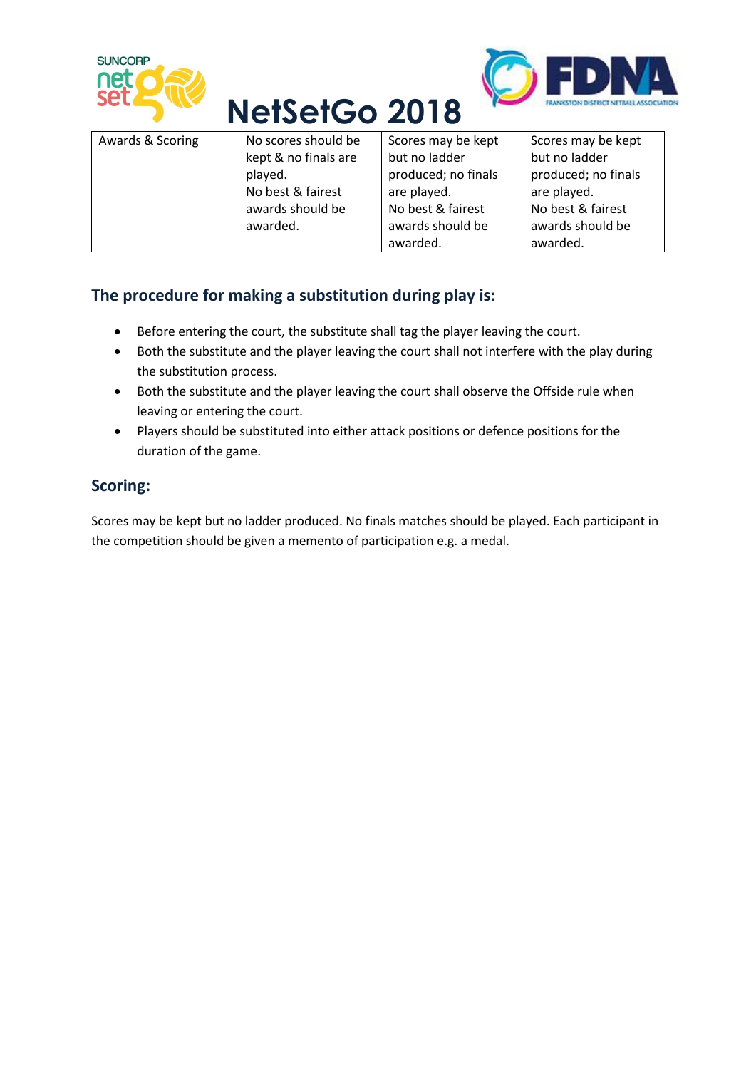# NetSetGo 2018

| | | | |
|---|---|---|---|
| Awards & Scoring | No scores should be kept & no finals are played. No best & fairest awards should be awarded. | Scores may be kept but no ladder produced; no finals are played. No best & fairest awards should be awarded. | Scores may be kept but no ladder produced; no finals are played. No best & fairest awards should be awarded. |

## The procedure for making a substitution during play is:

- Before entering the court, the substitute shall tag the player leaving the court.
- Both the substitute and the player leaving the court shall not interfere with the play during the substitution process.
- Both the substitute and the player leaving the court shall observe the Offside rule when leaving or entering the court.
- Players should be substituted into either attack positions or defence positions for the duration of the game.

## Scoring:

Scores may be kept but no ladder produced. No finals matches should be played. Each participant in the competition should be given a memento of participation e.g. a medal.